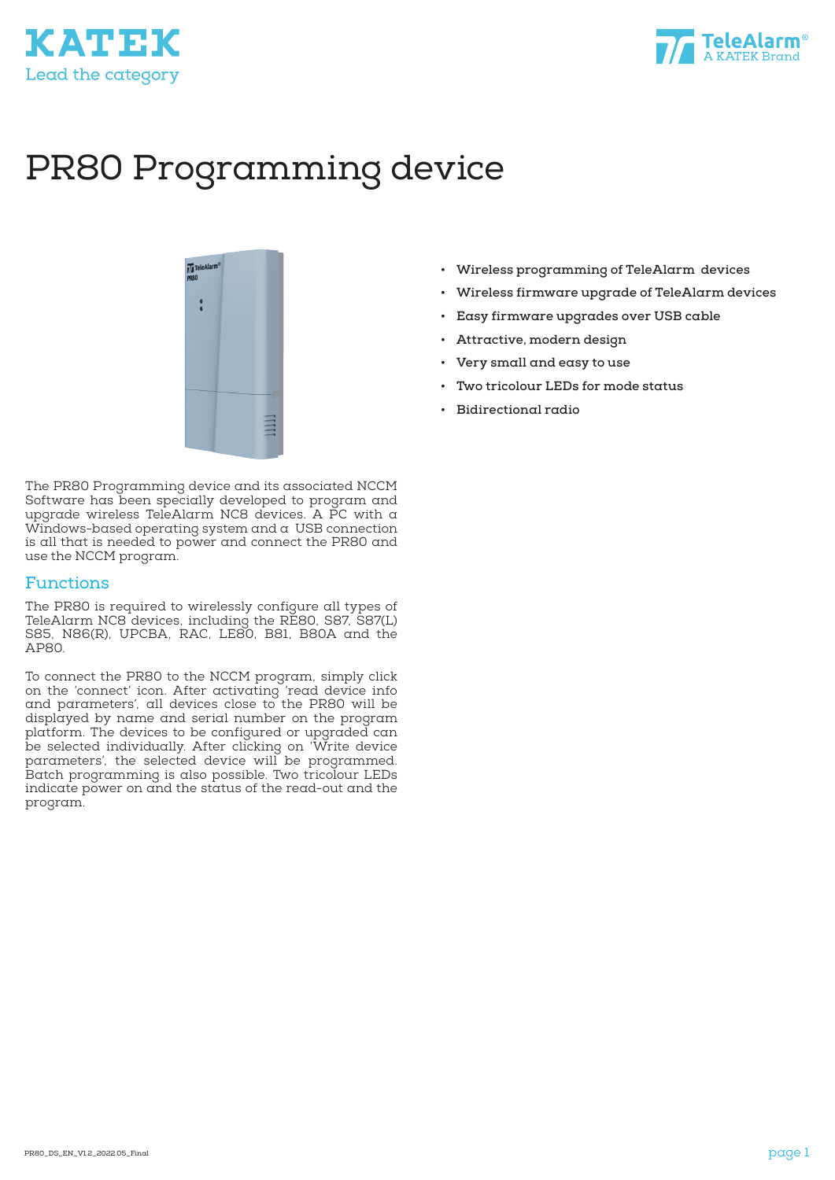# PR80 Programming device

- Wireless programming of TeleAlarm devices
- Wireless firmware upgrade of TeleAlarm devices
- Easy firmware upgrades over USB cable
- Attractive, modern design
- Very small and easy to use
- Two tricolour LEDs for mode status
- Bidirectional radio

The PR80 Programming device and its associated NCCM Software has been specially developed to program and upgrade wireless TeleAlarm NC8 devices. A PC with a Windows-based operating system and a USB connection is all that is needed to power and connect the PR80 and use the NCCM program.

## Functions

The PR80 is required to wirelessly configure all types of TeleAlarm NC8 devices, including the RE80, S87, S87(L) S85, N86(R), UPCBA, RAC, LE80, B81, B80A and the AP80.

To connect the PR80 to the NCCM program, simply click on the 'connect' icon. After activating 'read device info and parameters', all devices close to the PR80 will be displayed by name and serial number on the program platform. The devices to be configured or upgraded can be selected individually. After clicking on 'Write device parameters', the selected device will be programmed. Batch programming is also possible. Two tricolour LEDs indicate power on and the status of the read-out and the program.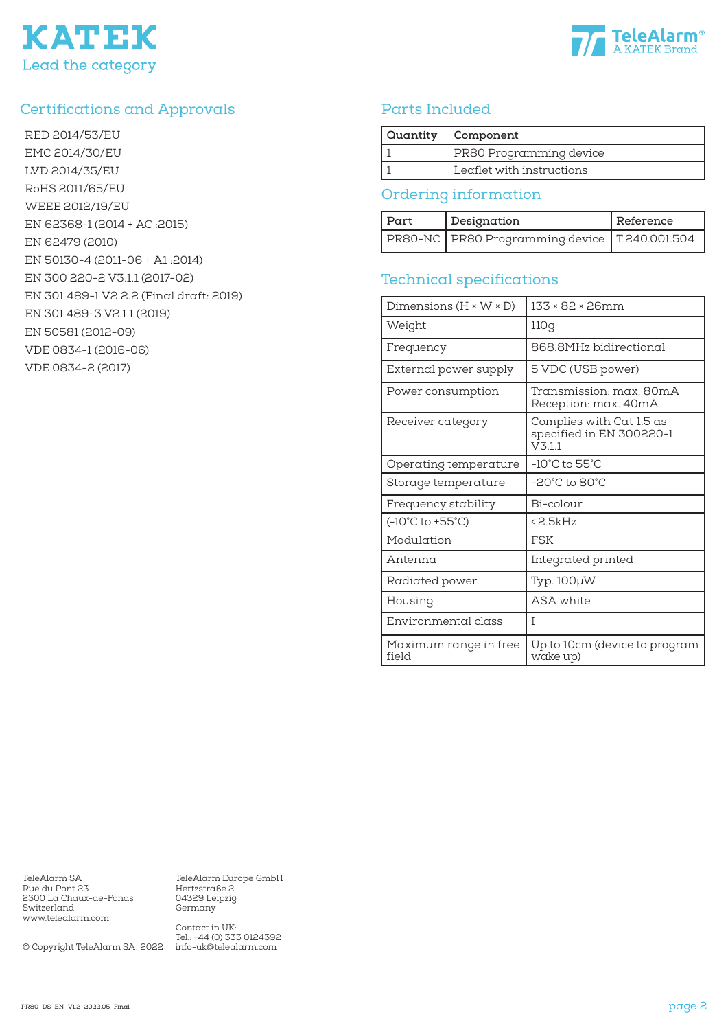KATEK
Lead the category

TeleAlarm®
A KATEK Brand

## Certifications and Approvals

RED 2014/53/EU
EMC 2014/30/EU
LVD 2014/35/EU
RoHS 2011/65/EU
WEEE 2012/19/EU
EN 62368-1 (2014 + AC :2015)
EN 62479 (2010)
EN 50130-4 (2011-06 + A1 :2014)
EN 300 220-2 V3.1.1 (2017-02)
EN 301 489-1 V2.2.2 (Final draft: 2019)
EN 301 489-3 V2.1.1 (2019)
EN 50581 (2012-09)
VDE 0834-1 (2016-06)
VDE 0834-2 (2017)

## Parts Included

| Quantity | Component |
|---|---|
| 1 | PR80 Programming device |
| 1 | Leaflet with instructions |

## Ordering information

| Part | Designation | Reference |
|---|---|---|
| PR80-NC | PR80 Programming device | T.240.001.504 |

## Technical specifications

| | |
|---|---|
| Dimensions (H × W × D) | 133 × 82 × 26mm |
| Weight | 110g |
| Frequency | 868.8MHz bidirectional |
| External power supply | 5 VDC (USB power) |
| Power consumption | Transmission: max. 80mA Reception: max. 40mA |
| Receiver category | Complies with Cat 1.5 as specified in EN 300220-1 V3.1.1 |
| Operating temperature | -10°C to 55°C |
| Storage temperature | -20°C to 80°C |
| Frequency stability | Bi-colour |
| (-10°C to +55°C) | < 2.5kHz |
| Modulation | FSK |
| Antenna | Integrated printed |
| Radiated power | Typ. 100μW |
| Housing | ASA white |
| Environmental class | I |
| Maximum range in free field | Up to 10cm (device to program wake up) |

TeleAlarm SA
Rue du Pont 23
2300 La Chaux-de-Fonds
Switzerland
www.telealarm.com

TeleAlarm Europe GmbH
Hertzstraße 2
04329 Leipzig
Germany

Contact in UK:
Tel.: +44 (0) 333 0124392
info-uk@telealarm.com

© Copyright TeleAlarm SA, 2022

PR80_DS_EN_V1.2_2022.05_Final